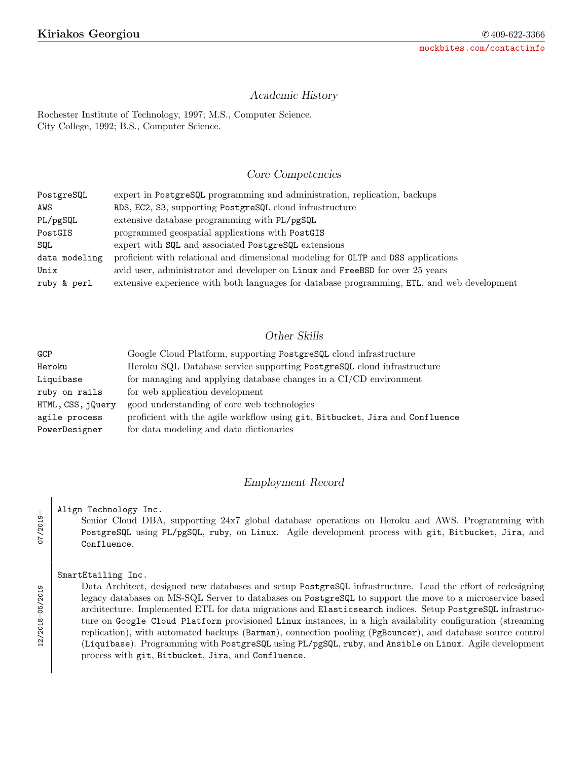**Kiriakos Georgiou** ✆ 409-622-3366
mockbites.com/contactinfo

## *Academic History*

Rochester Institute of Technology, 1997; M.S., Computer Science.
City College, 1992; B.S., Computer Science.

## *Core Competencies*

| | |
|---|---|
| PostgreSQL | expert in PostgreSQL programming and administration, replication, backups |
| AWS | RDS, EC2, S3, supporting PostgreSQL cloud infrastructure |
| PL/pgSQL | extensive database programming with PL/pgSQL |
| PostGIS | programmed geospatial applications with PostGIS |
| SQL | expert with SQL and associated PostgreSQL extensions |
| data modeling | proficient with relational and dimensional modeling for OLTP and DSS applications |
| Unix | avid user, administrator and developer on Linux and FreeBSD for over 25 years |
| ruby & perl | extensive experience with both languages for database programming, ETL, and web development |

## *Other Skills*

| | |
|---|---|
| GCP | Google Cloud Platform, supporting PostgreSQL cloud infrastructure |
| Heroku | Heroku SQL Database service supporting PostgreSQL cloud infrastructure |
| Liquibase | for managing and applying database changes in a CI/CD environment |
| ruby on rails | for web application development |
| HTML, CSS, jQuery | good understanding of core web technologies |
| agile process | proficient with the agile workflow using git, Bitbucket, Jira and Confluence |
| PowerDesigner | for data modeling and data dictionaries |

## *Employment Record*

07/2019–

**Align Technology Inc.**

Senior Cloud DBA, supporting 24x7 global database operations on Heroku and AWS. Programming with PostgreSQL using PL/pgSQL, ruby, on Linux. Agile development process with git, Bitbucket, Jira, and Confluence.

12/2018–05/2019

**SmartEtailing Inc.**

Data Architect, designed new databases and setup PostgreSQL infrastructure. Lead the effort of redesigning legacy databases on MS-SQL Server to databases on PostgreSQL to support the move to a microservice based architecture. Implemented ETL for data migrations and Elasticsearch indices. Setup PostgreSQL infrastructure on Google Cloud Platform provisioned Linux instances, in a high availability configuration (streaming replication), with automated backups (Barman), connection pooling (PgBouncer), and database source control (Liquibase). Programming with PostgreSQL using PL/pgSQL, ruby, and Ansible on Linux. Agile development process with git, Bitbucket, Jira, and Confluence.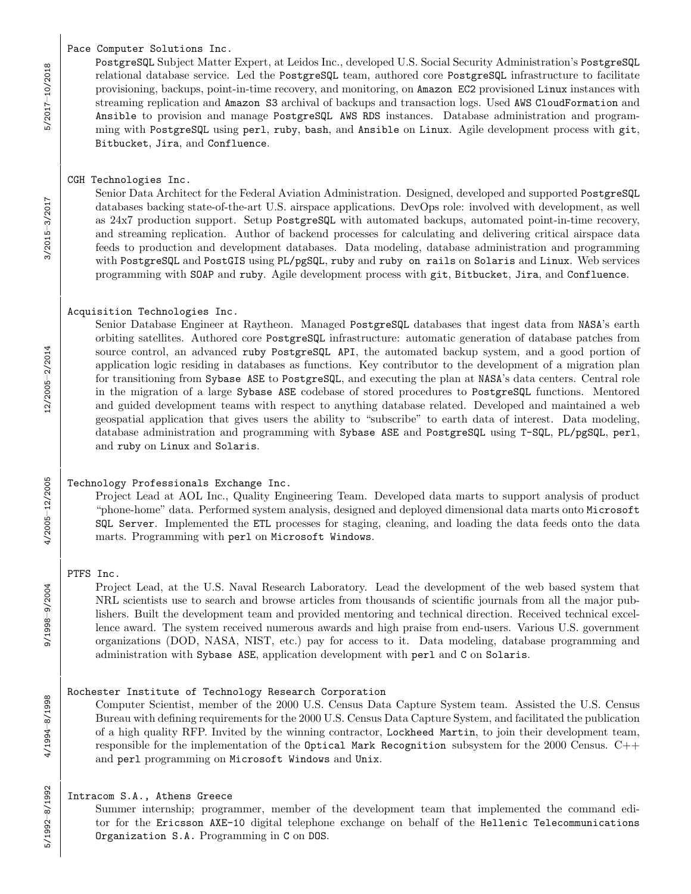**Pace Computer Solutions Inc.** — 5/2017–10/2018

PostgreSQL Subject Matter Expert, at Leidos Inc., developed U.S. Social Security Administration's PostgreSQL relational database service. Led the PostgreSQL team, authored core PostgreSQL infrastructure to facilitate provisioning, backups, point-in-time recovery, and monitoring, on Amazon EC2 provisioned Linux instances with streaming replication and Amazon S3 archival of backups and transaction logs. Used AWS CloudFormation and Ansible to provision and manage PostgreSQL AWS RDS instances. Database administration and programming with PostgreSQL using perl, ruby, bash, and Ansible on Linux. Agile development process with git, Bitbucket, Jira, and Confluence.

**CGH Technologies Inc.** — 3/2015–3/2017

Senior Data Architect for the Federal Aviation Administration. Designed, developed and supported PostgreSQL databases backing state-of-the-art U.S. airspace applications. DevOps role: involved with development, as well as 24x7 production support. Setup PostgreSQL with automated backups, automated point-in-time recovery, and streaming replication. Author of backend processes for calculating and delivering critical airspace data feeds to production and development databases. Data modeling, database administration and programming with PostgreSQL and PostGIS using PL/pgSQL, ruby and ruby on rails on Solaris and Linux. Web services programming with SOAP and ruby. Agile development process with git, Bitbucket, Jira, and Confluence.

**Acquisition Technologies Inc.** — 12/2005–2/2014

Senior Database Engineer at Raytheon. Managed PostgreSQL databases that ingest data from NASA's earth orbiting satellites. Authored core PostgreSQL infrastructure: automatic generation of database patches from source control, an advanced ruby PostgreSQL API, the automated backup system, and a good portion of application logic residing in databases as functions. Key contributor to the development of a migration plan for transitioning from Sybase ASE to PostgreSQL, and executing the plan at NASA's data centers. Central role in the migration of a large Sybase ASE codebase of stored procedures to PostgreSQL functions. Mentored and guided development teams with respect to anything database related. Developed and maintained a web geospatial application that gives users the ability to "subscribe" to earth data of interest. Data modeling, database administration and programming with Sybase ASE and PostgreSQL using T-SQL, PL/pgSQL, perl, and ruby on Linux and Solaris.

**Technology Professionals Exchange Inc.** — 4/2005–12/2005

Project Lead at AOL Inc., Quality Engineering Team. Developed data marts to support analysis of product "phone-home" data. Performed system analysis, designed and deployed dimensional data marts onto Microsoft SQL Server. Implemented the ETL processes for staging, cleaning, and loading the data feeds onto the data marts. Programming with perl on Microsoft Windows.

**PTFS Inc.** — 9/1998–9/2004

Project Lead, at the U.S. Naval Research Laboratory. Lead the development of the web based system that NRL scientists use to search and browse articles from thousands of scientific journals from all the major publishers. Built the development team and provided mentoring and technical direction. Received technical excellence award. The system received numerous awards and high praise from end-users. Various U.S. government organizations (DOD, NASA, NIST, etc.) pay for access to it. Data modeling, database programming and administration with Sybase ASE, application development with perl and C on Solaris.

**Rochester Institute of Technology Research Corporation** — 4/1994–8/1998

Computer Scientist, member of the 2000 U.S. Census Data Capture System team. Assisted the U.S. Census Bureau with defining requirements for the 2000 U.S. Census Data Capture System, and facilitated the publication of a high quality RFP. Invited by the winning contractor, Lockheed Martin, to join their development team, responsible for the implementation of the Optical Mark Recognition subsystem for the 2000 Census. C++ and perl programming on Microsoft Windows and Unix.

**Intracom S.A., Athens Greece** — 5/1992–8/1992

Summer internship; programmer, member of the development team that implemented the command editor for the Ericsson AXE-10 digital telephone exchange on behalf of the Hellenic Telecommunications Organization S.A. Programming in C on DOS.